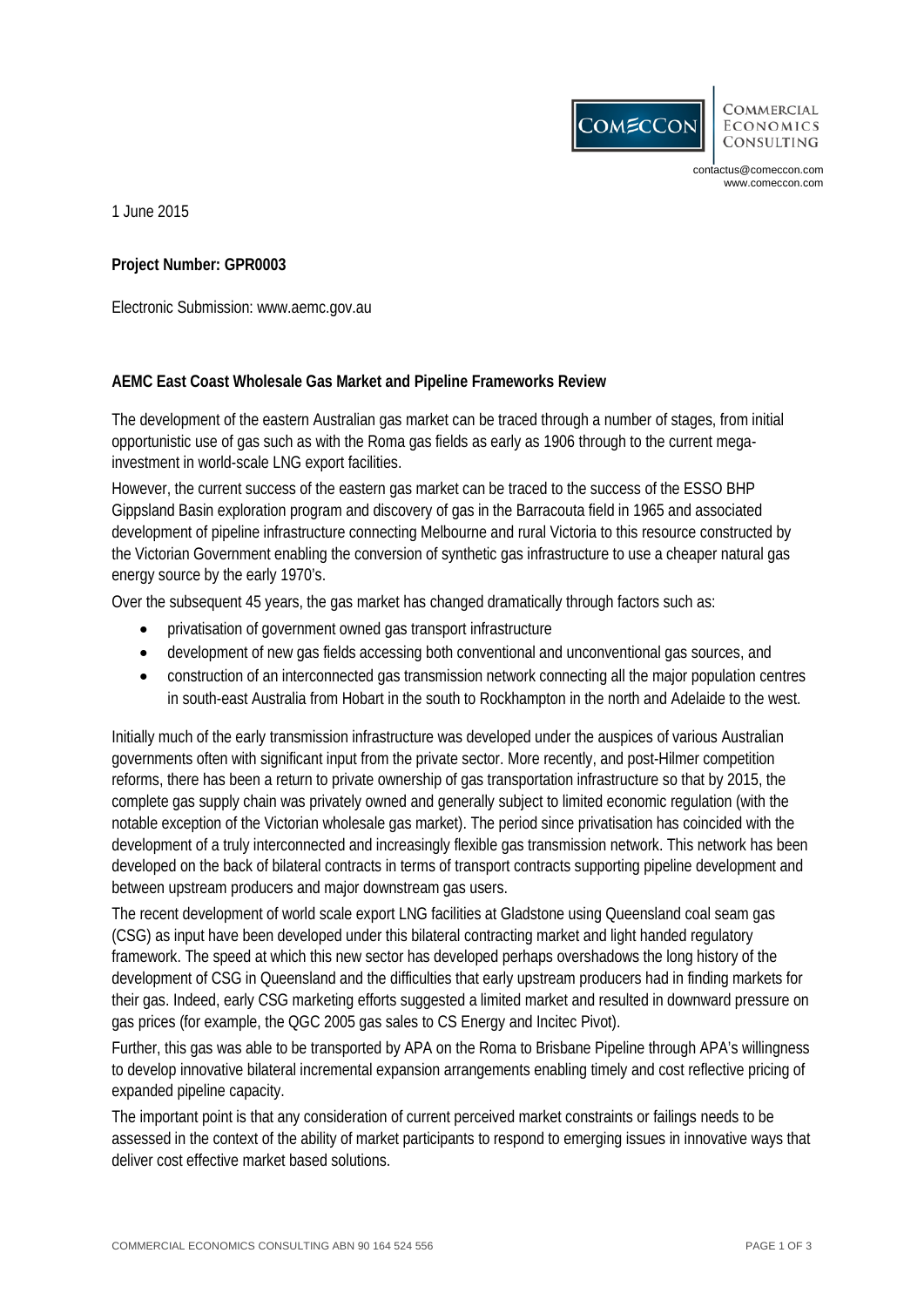COMMERCIAL ECONOMICS CONSULTING

contactus@comeccon.com
www.comeccon.com

1 June 2015

**Project Number: GPR0003**

Electronic Submission: www.aemc.gov.au

**AEMC East Coast Wholesale Gas Market and Pipeline Frameworks Review**

The development of the eastern Australian gas market can be traced through a number of stages, from initial opportunistic use of gas such as with the Roma gas fields as early as 1906 through to the current mega-investment in world-scale LNG export facilities.

However, the current success of the eastern gas market can be traced to the success of the ESSO BHP Gippsland Basin exploration program and discovery of gas in the Barracouta field in 1965 and associated development of pipeline infrastructure connecting Melbourne and rural Victoria to this resource constructed by the Victorian Government enabling the conversion of synthetic gas infrastructure to use a cheaper natural gas energy source by the early 1970's.

Over the subsequent 45 years, the gas market has changed dramatically through factors such as:

- privatisation of government owned gas transport infrastructure
- development of new gas fields accessing both conventional and unconventional gas sources, and
- construction of an interconnected gas transmission network connecting all the major population centres in south-east Australia from Hobart in the south to Rockhampton in the north and Adelaide to the west.

Initially much of the early transmission infrastructure was developed under the auspices of various Australian governments often with significant input from the private sector. More recently, and post-Hilmer competition reforms, there has been a return to private ownership of gas transportation infrastructure so that by 2015, the complete gas supply chain was privately owned and generally subject to limited economic regulation (with the notable exception of the Victorian wholesale gas market). The period since privatisation has coincided with the development of a truly interconnected and increasingly flexible gas transmission network. This network has been developed on the back of bilateral contracts in terms of transport contracts supporting pipeline development and between upstream producers and major downstream gas users.

The recent development of world scale export LNG facilities at Gladstone using Queensland coal seam gas (CSG) as input have been developed under this bilateral contracting market and light handed regulatory framework. The speed at which this new sector has developed perhaps overshadows the long history of the development of CSG in Queensland and the difficulties that early upstream producers had in finding markets for their gas. Indeed, early CSG marketing efforts suggested a limited market and resulted in downward pressure on gas prices (for example, the QGC 2005 gas sales to CS Energy and Incitec Pivot).

Further, this gas was able to be transported by APA on the Roma to Brisbane Pipeline through APA's willingness to develop innovative bilateral incremental expansion arrangements enabling timely and cost reflective pricing of expanded pipeline capacity.

The important point is that any consideration of current perceived market constraints or failings needs to be assessed in the context of the ability of market participants to respond to emerging issues in innovative ways that deliver cost effective market based solutions.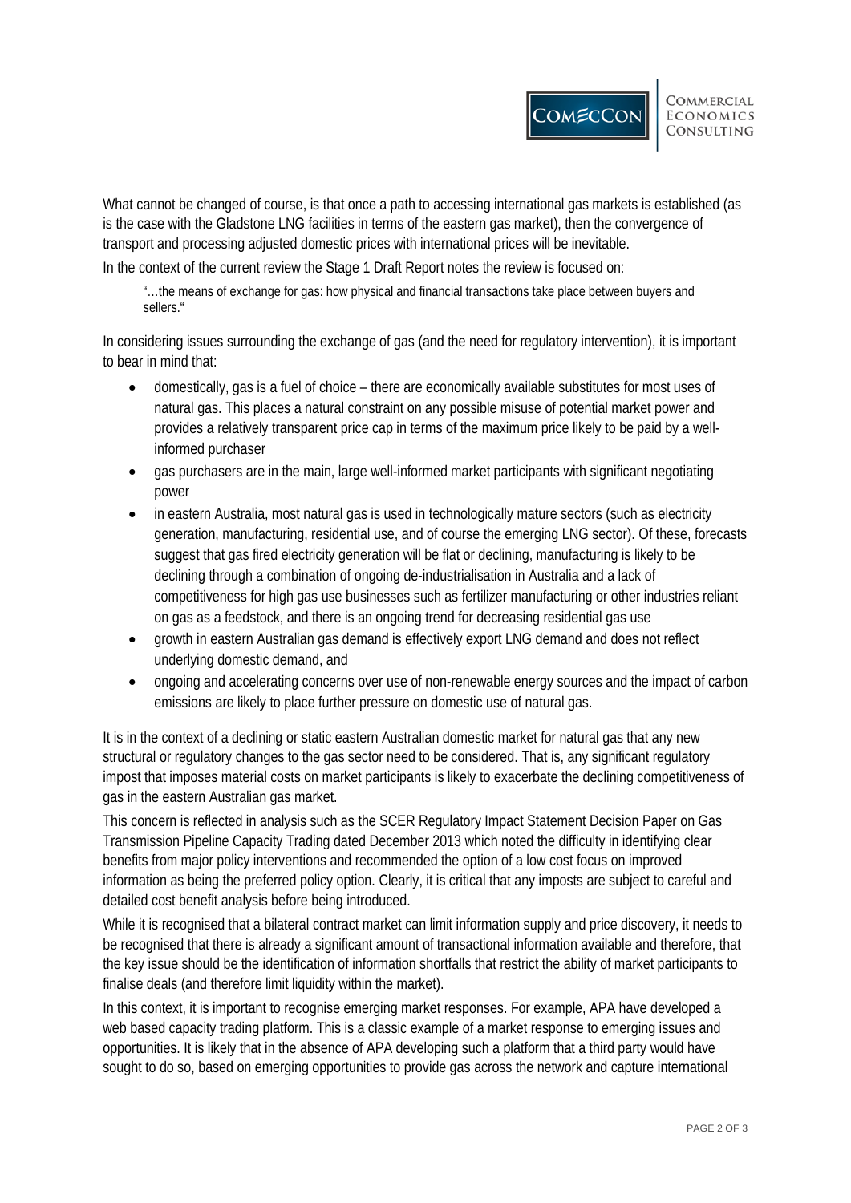What cannot be changed of course, is that once a path to accessing international gas markets is established (as is the case with the Gladstone LNG facilities in terms of the eastern gas market), then the convergence of transport and processing adjusted domestic prices with international prices will be inevitable.

In the context of the current review the Stage 1 Draft Report notes the review is focused on:

> "…the means of exchange for gas: how physical and financial transactions take place between buyers and sellers."

In considering issues surrounding the exchange of gas (and the need for regulatory intervention), it is important to bear in mind that:

- domestically, gas is a fuel of choice – there are economically available substitutes for most uses of natural gas. This places a natural constraint on any possible misuse of potential market power and provides a relatively transparent price cap in terms of the maximum price likely to be paid by a well-informed purchaser
- gas purchasers are in the main, large well-informed market participants with significant negotiating power
- in eastern Australia, most natural gas is used in technologically mature sectors (such as electricity generation, manufacturing, residential use, and of course the emerging LNG sector). Of these, forecasts suggest that gas fired electricity generation will be flat or declining, manufacturing is likely to be declining through a combination of ongoing de-industrialisation in Australia and a lack of competitiveness for high gas use businesses such as fertilizer manufacturing or other industries reliant on gas as a feedstock, and there is an ongoing trend for decreasing residential gas use
- growth in eastern Australian gas demand is effectively export LNG demand and does not reflect underlying domestic demand, and
- ongoing and accelerating concerns over use of non-renewable energy sources and the impact of carbon emissions are likely to place further pressure on domestic use of natural gas.

It is in the context of a declining or static eastern Australian domestic market for natural gas that any new structural or regulatory changes to the gas sector need to be considered. That is, any significant regulatory impost that imposes material costs on market participants is likely to exacerbate the declining competitiveness of gas in the eastern Australian gas market.

This concern is reflected in analysis such as the SCER Regulatory Impact Statement Decision Paper on Gas Transmission Pipeline Capacity Trading dated December 2013 which noted the difficulty in identifying clear benefits from major policy interventions and recommended the option of a low cost focus on improved information as being the preferred policy option. Clearly, it is critical that any imposts are subject to careful and detailed cost benefit analysis before being introduced.

While it is recognised that a bilateral contract market can limit information supply and price discovery, it needs to be recognised that there is already a significant amount of transactional information available and therefore, that the key issue should be the identification of information shortfalls that restrict the ability of market participants to finalise deals (and therefore limit liquidity within the market).

In this context, it is important to recognise emerging market responses. For example, APA have developed a web based capacity trading platform. This is a classic example of a market response to emerging issues and opportunities. It is likely that in the absence of APA developing such a platform that a third party would have sought to do so, based on emerging opportunities to provide gas across the network and capture international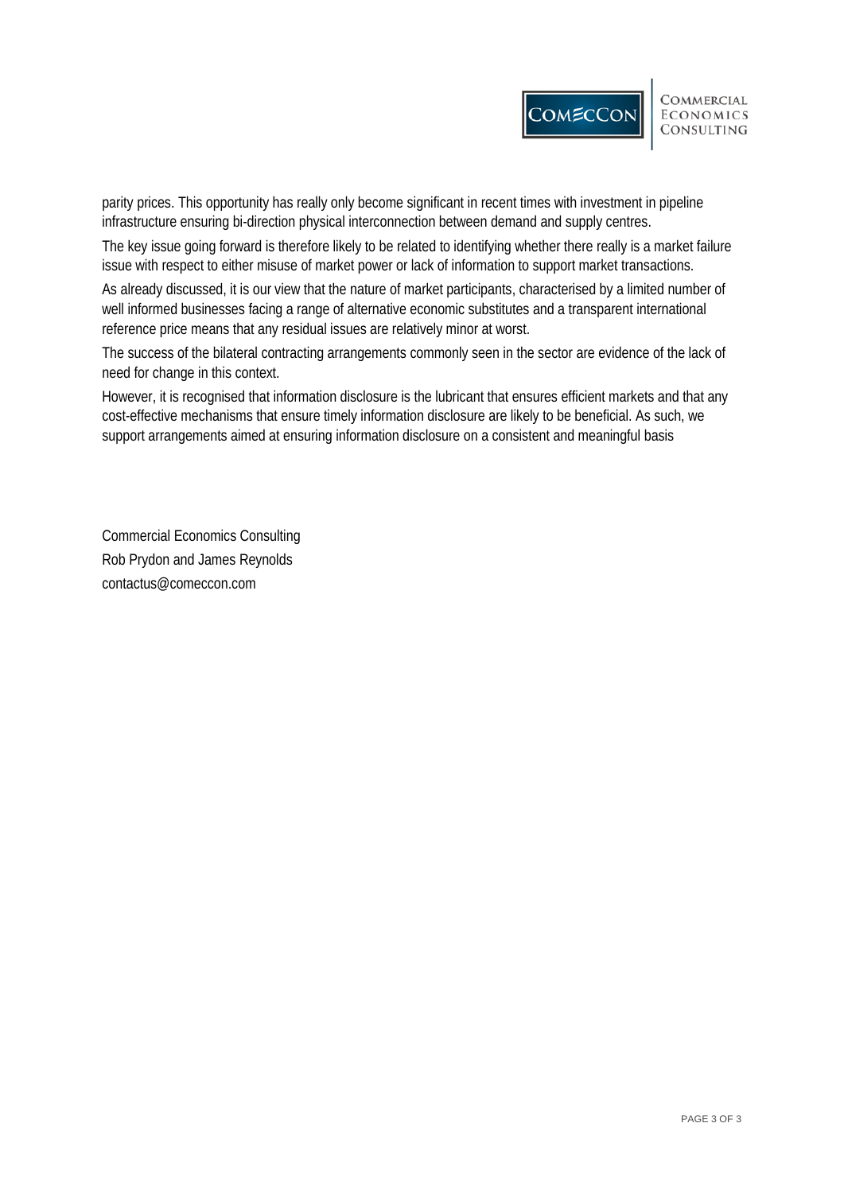parity prices. This opportunity has really only become significant in recent times with investment in pipeline infrastructure ensuring bi-direction physical interconnection between demand and supply centres.

The key issue going forward is therefore likely to be related to identifying whether there really is a market failure issue with respect to either misuse of market power or lack of information to support market transactions.

As already discussed, it is our view that the nature of market participants, characterised by a limited number of well informed businesses facing a range of alternative economic substitutes and a transparent international reference price means that any residual issues are relatively minor at worst.

The success of the bilateral contracting arrangements commonly seen in the sector are evidence of the lack of need for change in this context.

However, it is recognised that information disclosure is the lubricant that ensures efficient markets and that any cost-effective mechanisms that ensure timely information disclosure are likely to be beneficial. As such, we support arrangements aimed at ensuring information disclosure on a consistent and meaningful basis

Commercial Economics Consulting
Rob Prydon and James Reynolds
contactus@comeccon.com